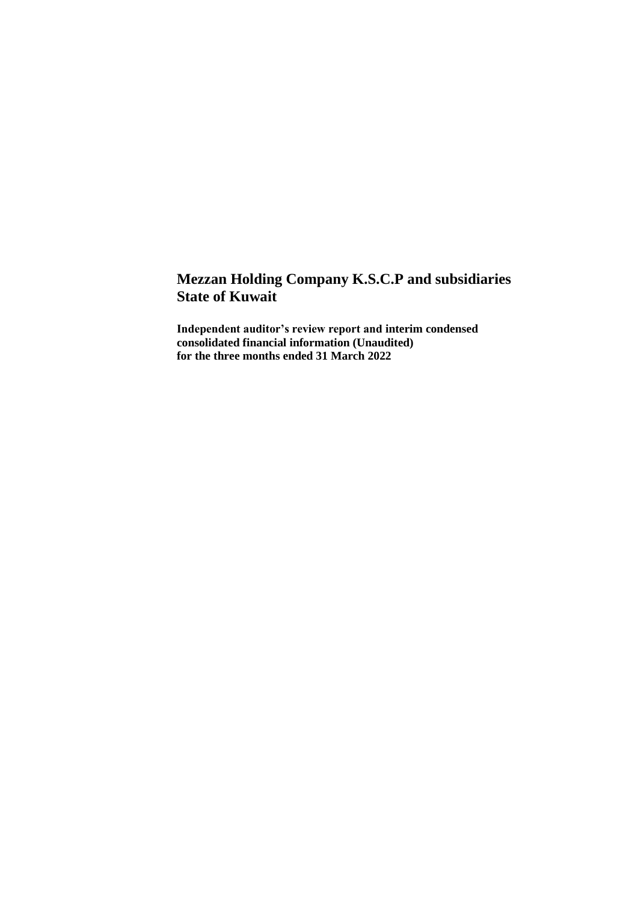# Mezzan Holding Company K.S.C.P and subsidiaries
# State of Kuwait

**Independent auditor's review report and interim condensed consolidated financial information (Unaudited) for the three months ended 31 March 2022**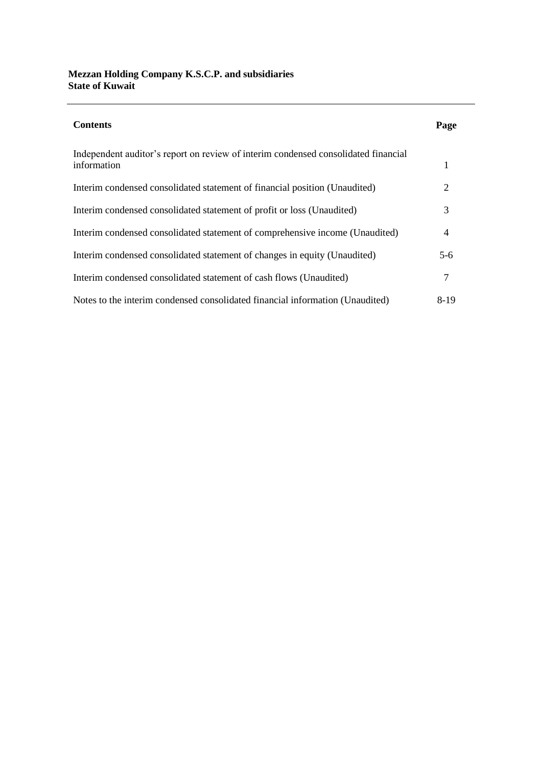**Mezzan Holding Company K.S.C.P. and subsidiaries**
**State of Kuwait**

| **Contents** | **Page** |
| --- | --- |
| Independent auditor's report on review of interim condensed consolidated financial information | 1 |
| Interim condensed consolidated statement of financial position (Unaudited) | 2 |
| Interim condensed consolidated statement of profit or loss (Unaudited) | 3 |
| Interim condensed consolidated statement of comprehensive income (Unaudited) | 4 |
| Interim condensed consolidated statement of changes in equity (Unaudited) | 5-6 |
| Interim condensed consolidated statement of cash flows (Unaudited) | 7 |
| Notes to the interim condensed consolidated financial information (Unaudited) | 8-19 |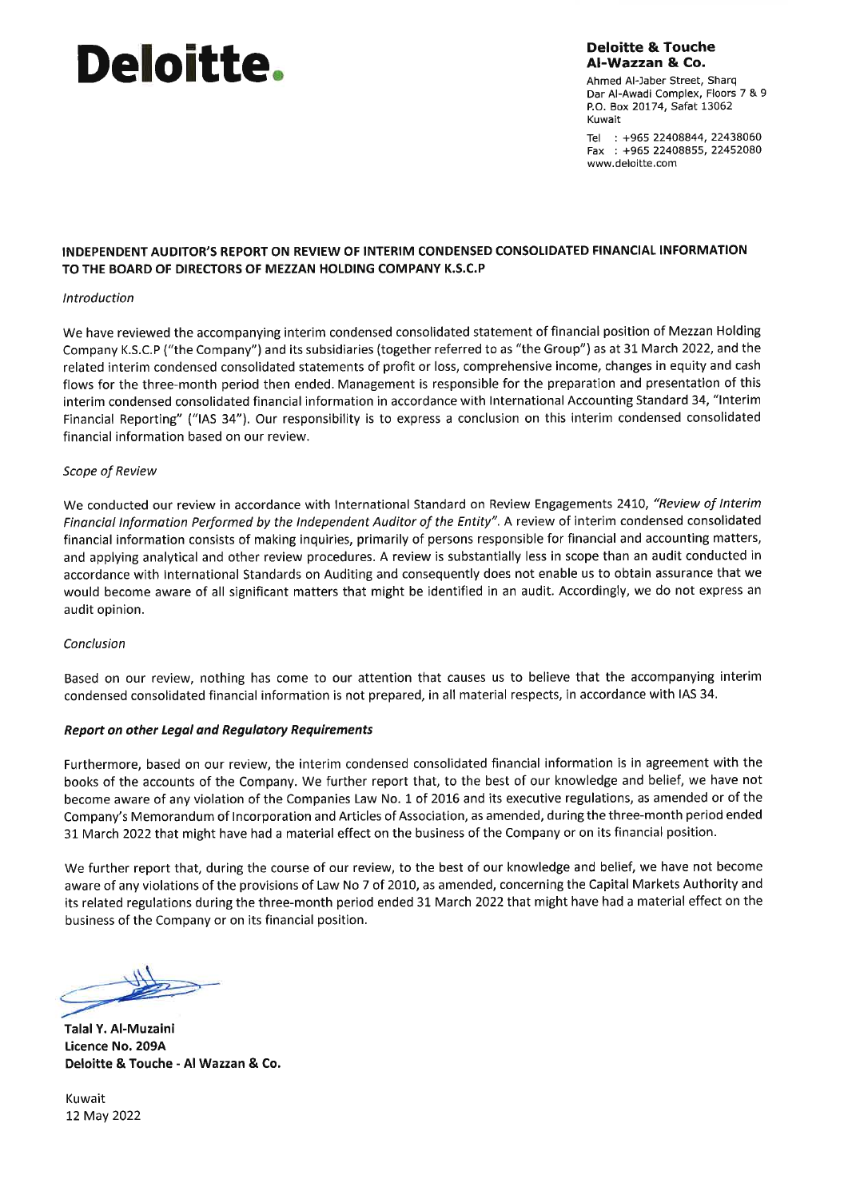# Deloitte.

**Deloitte & Touche**
**Al-Wazzan & Co.**

Ahmed Al-Jaber Street, Sharq
Dar Al-Awadi Complex, Floors 7 & 9
P.O. Box 20174, Safat 13062
Kuwait

Tel : +965 22408844, 22438060
Fax : +965 22408855, 22452080
www.deloitte.com

## INDEPENDENT AUDITOR'S REPORT ON REVIEW OF INTERIM CONDENSED CONSOLIDATED FINANCIAL INFORMATION TO THE BOARD OF DIRECTORS OF MEZZAN HOLDING COMPANY K.S.C.P

*Introduction*

We have reviewed the accompanying interim condensed consolidated statement of financial position of Mezzan Holding Company K.S.C.P ("the Company") and its subsidiaries (together referred to as "the Group") as at 31 March 2022, and the related interim condensed consolidated statements of profit or loss, comprehensive income, changes in equity and cash flows for the three-month period then ended. Management is responsible for the preparation and presentation of this interim condensed consolidated financial information in accordance with International Accounting Standard 34, "Interim Financial Reporting" ("IAS 34"). Our responsibility is to express a conclusion on this interim condensed consolidated financial information based on our review.

*Scope of Review*

We conducted our review in accordance with International Standard on Review Engagements 2410, *"Review of Interim Financial Information Performed by the Independent Auditor of the Entity"*. A review of interim condensed consolidated financial information consists of making inquiries, primarily of persons responsible for financial and accounting matters, and applying analytical and other review procedures. A review is substantially less in scope than an audit conducted in accordance with International Standards on Auditing and consequently does not enable us to obtain assurance that we would become aware of all significant matters that might be identified in an audit. Accordingly, we do not express an audit opinion.

*Conclusion*

Based on our review, nothing has come to our attention that causes us to believe that the accompanying interim condensed consolidated financial information is not prepared, in all material respects, in accordance with IAS 34.

***Report on other Legal and Regulatory Requirements***

Furthermore, based on our review, the interim condensed consolidated financial information is in agreement with the books of the accounts of the Company. We further report that, to the best of our knowledge and belief, we have not become aware of any violation of the Companies Law No. 1 of 2016 and its executive regulations, as amended or of the Company's Memorandum of Incorporation and Articles of Association, as amended, during the three-month period ended 31 March 2022 that might have had a material effect on the business of the Company or on its financial position.

We further report that, during the course of our review, to the best of our knowledge and belief, we have not become aware of any violations of the provisions of Law No 7 of 2010, as amended, concerning the Capital Markets Authority and its related regulations during the three-month period ended 31 March 2022 that might have had a material effect on the business of the Company or on its financial position.

**Talal Y. Al-Muzaini**
**Licence No. 209A**
**Deloitte & Touche - Al Wazzan & Co.**

Kuwait
12 May 2022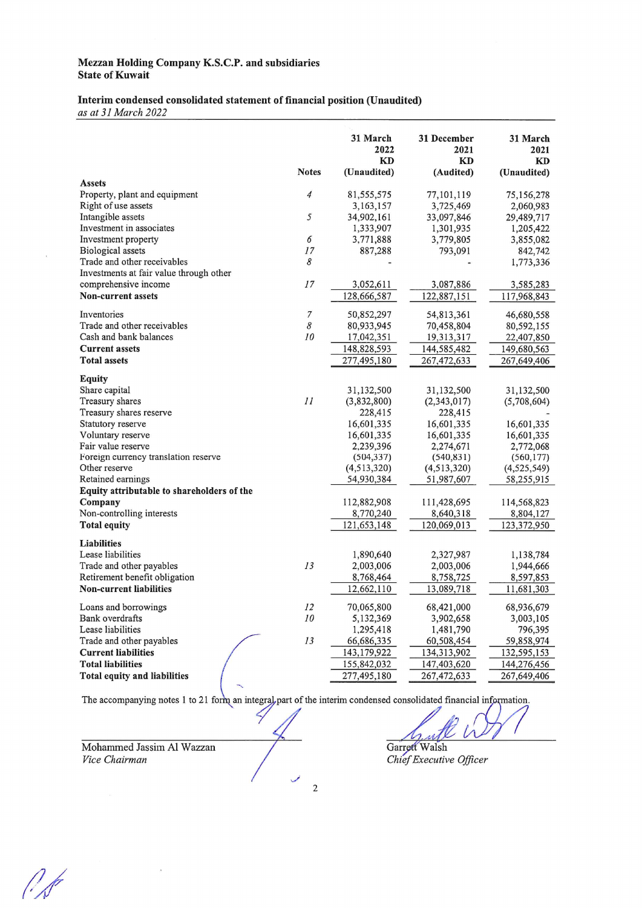**Mezzan Holding Company K.S.C.P. and subsidiaries**
**State of Kuwait**

**Interim condensed consolidated statement of financial position (Unaudited)**
*as at 31 March 2022*

| | Notes | 31 March 2022 KD (Unaudited) | 31 December 2021 KD (Audited) | 31 March 2021 KD (Unaudited) |
|---|---|---|---|---|
| **Assets** | | | | |
| Property, plant and equipment | 4 | 81,555,575 | 77,101,119 | 75,156,278 |
| Right of use assets | | 3,163,157 | 3,725,469 | 2,060,983 |
| Intangible assets | 5 | 34,902,161 | 33,097,846 | 29,489,717 |
| Investment in associates | | 1,333,907 | 1,301,935 | 1,205,422 |
| Investment property | 6 | 3,771,888 | 3,779,805 | 3,855,082 |
| Biological assets | 17 | 887,288 | 793,091 | 842,742 |
| Trade and other receivables | 8 | - | - | 1,773,336 |
| Investments at fair value through other comprehensive income | 17 | 3,052,611 | 3,087,886 | 3,585,283 |
| **Non-current assets** | | 128,666,587 | 122,887,151 | 117,968,843 |
| Inventories | 7 | 50,852,297 | 54,813,361 | 46,680,558 |
| Trade and other receivables | 8 | 80,933,945 | 70,458,804 | 80,592,155 |
| Cash and bank balances | 10 | 17,042,351 | 19,313,317 | 22,407,850 |
| **Current assets** | | 148,828,593 | 144,585,482 | 149,680,563 |
| **Total assets** | | 277,495,180 | 267,472,633 | 267,649,406 |
| **Equity** | | | | |
| Share capital | | 31,132,500 | 31,132,500 | 31,132,500 |
| Treasury shares | 11 | (3,832,800) | (2,343,017) | (5,708,604) |
| Treasury shares reserve | | 228,415 | 228,415 | - |
| Statutory reserve | | 16,601,335 | 16,601,335 | 16,601,335 |
| Voluntary reserve | | 16,601,335 | 16,601,335 | 16,601,335 |
| Fair value reserve | | 2,239,396 | 2,274,671 | 2,772,068 |
| Foreign currency translation reserve | | (504,337) | (540,831) | (560,177) |
| Other reserve | | (4,513,320) | (4,513,320) | (4,525,549) |
| Retained earnings | | 54,930,384 | 51,987,607 | 58,255,915 |
| **Equity attributable to shareholders of the Company** | | 112,882,908 | 111,428,695 | 114,568,823 |
| Non-controlling interests | | 8,770,240 | 8,640,318 | 8,804,127 |
| **Total equity** | | 121,653,148 | 120,069,013 | 123,372,950 |
| **Liabilities** | | | | |
| Lease liabilities | | 1,890,640 | 2,327,987 | 1,138,784 |
| Trade and other payables | 13 | 2,003,006 | 2,003,006 | 1,944,666 |
| Retirement benefit obligation | | 8,768,464 | 8,758,725 | 8,597,853 |
| **Non-current liabilities** | | 12,662,110 | 13,089,718 | 11,681,303 |
| Loans and borrowings | 12 | 70,065,800 | 68,421,000 | 68,936,679 |
| Bank overdrafts | 10 | 5,132,369 | 3,902,658 | 3,003,105 |
| Lease liabilities | | 1,295,418 | 1,481,790 | 796,395 |
| Trade and other payables | 13 | 66,686,335 | 60,508,454 | 59,858,974 |
| **Current liabilities** | | 143,179,922 | 134,313,902 | 132,595,153 |
| **Total liabilities** | | 155,842,032 | 147,403,620 | 144,276,456 |
| **Total equity and liabilities** | | 277,495,180 | 267,472,633 | 267,649,406 |

The accompanying notes 1 to 21 form an integral part of the interim condensed consolidated financial information.

Mohammed Jassim Al Wazzan
*Vice Chairman*

Garrett Walsh
*Chief Executive Officer*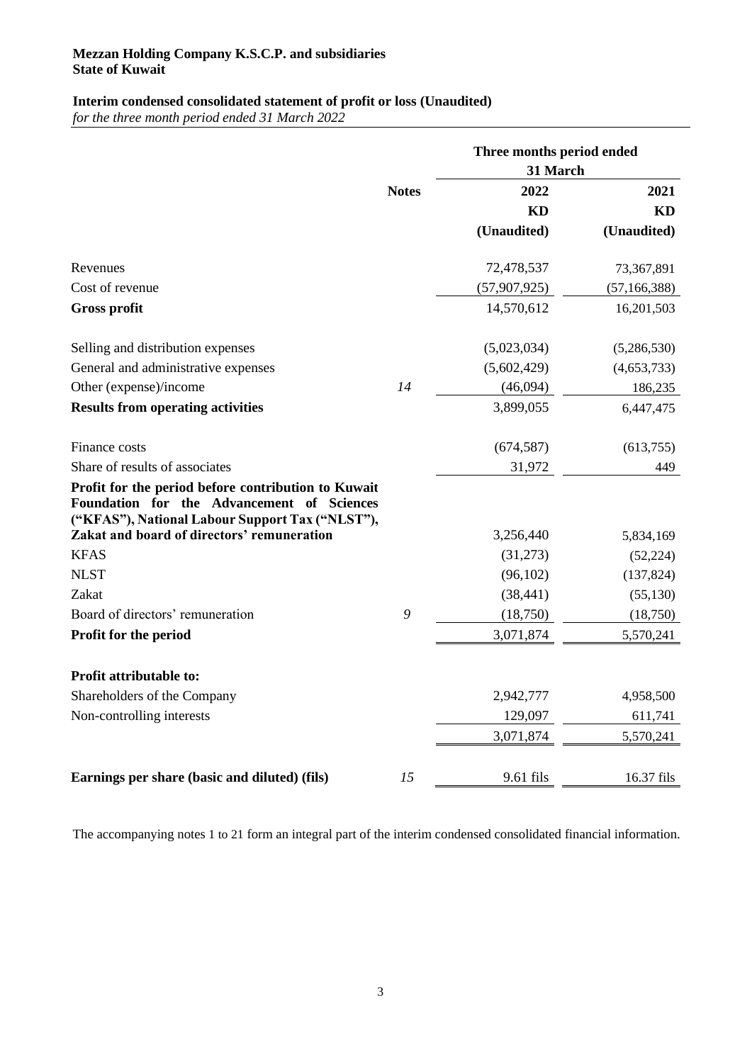**Mezzan Holding Company K.S.C.P. and subsidiaries**
**State of Kuwait**

**Interim condensed consolidated statement of profit or loss (Unaudited)**
*for the three month period ended 31 March 2022*

| | Notes | Three months period ended 31 March | |
|---|---|---|---|
| | | **2022** | **2021** |
| | | **KD** | **KD** |
| | | **(Unaudited)** | **(Unaudited)** |
| Revenues | | 72,478,537 | 73,367,891 |
| Cost of revenue | | (57,907,925) | (57,166,388) |
| **Gross profit** | | 14,570,612 | 16,201,503 |
| Selling and distribution expenses | | (5,023,034) | (5,286,530) |
| General and administrative expenses | | (5,602,429) | (4,653,733) |
| Other (expense)/income | *14* | (46,094) | 186,235 |
| **Results from operating activities** | | 3,899,055 | 6,447,475 |
| Finance costs | | (674,587) | (613,755) |
| Share of results of associates | | 31,972 | 449 |
| **Profit for the period before contribution to Kuwait Foundation for the Advancement of Sciences ("KFAS"), National Labour Support Tax ("NLST"), Zakat and board of directors' remuneration** | | 3,256,440 | 5,834,169 |
| KFAS | | (31,273) | (52,224) |
| NLST | | (96,102) | (137,824) |
| Zakat | | (38,441) | (55,130) |
| Board of directors' remuneration | *9* | (18,750) | (18,750) |
| **Profit for the period** | | 3,071,874 | 5,570,241 |
| **Profit attributable to:** | | | |
| Shareholders of the Company | | 2,942,777 | 4,958,500 |
| Non-controlling interests | | 129,097 | 611,741 |
| | | 3,071,874 | 5,570,241 |
| **Earnings per share (basic and diluted) (fils)** | *15* | 9.61 fils | 16.37 fils |

The accompanying notes 1 to 21 form an integral part of the interim condensed consolidated financial information.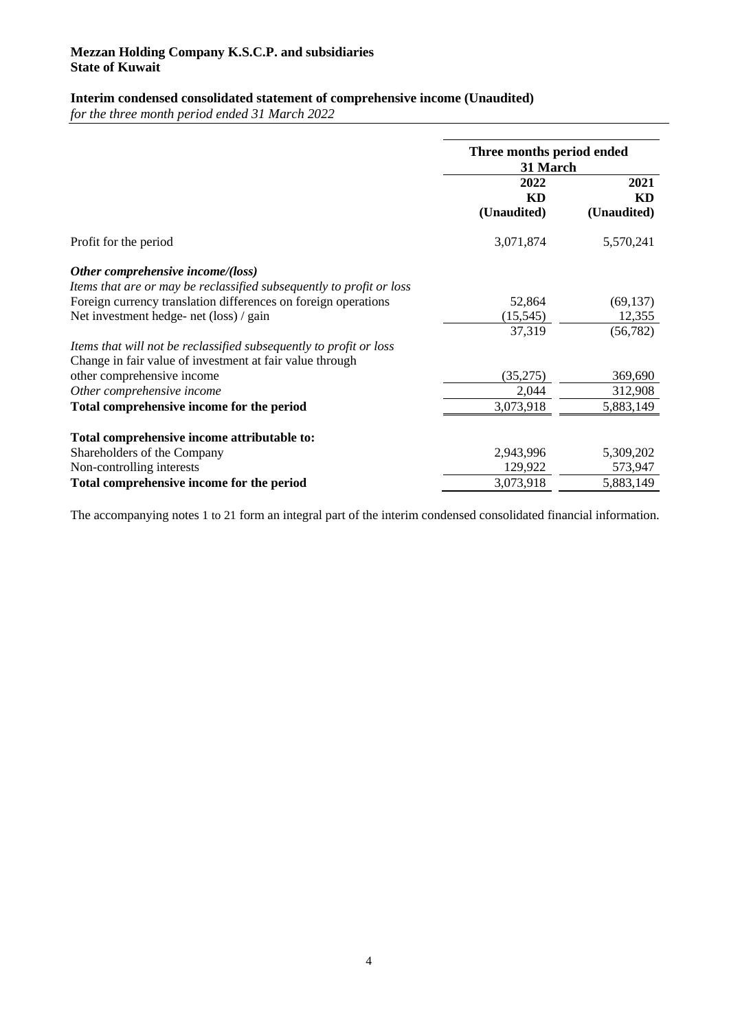**Mezzan Holding Company K.S.C.P. and subsidiaries**
**State of Kuwait**

## Interim condensed consolidated statement of comprehensive income (Unaudited)

*for the three month period ended 31 March 2022*

| | Three months period ended 31 March | |
|---|---|---|
| | 2022 KD (Unaudited) | 2021 KD (Unaudited) |
| Profit for the period | 3,071,874 | 5,570,241 |
| ***Other comprehensive income/(loss)*** | | |
| *Items that are or may be reclassified subsequently to profit or loss* | | |
| Foreign currency translation differences on foreign operations | 52,864 | (69,137) |
| Net investment hedge- net (loss) / gain | (15,545) | 12,355 |
| | 37,319 | (56,782) |
| *Items that will not be reclassified subsequently to profit or loss* | | |
| Change in fair value of investment at fair value through other comprehensive income | (35,275) | 369,690 |
| *Other comprehensive income* | 2,044 | 312,908 |
| **Total comprehensive income for the period** | 3,073,918 | 5,883,149 |
| **Total comprehensive income attributable to:** | | |
| Shareholders of the Company | 2,943,996 | 5,309,202 |
| Non-controlling interests | 129,922 | 573,947 |
| **Total comprehensive income for the period** | 3,073,918 | 5,883,149 |

The accompanying notes 1 to 21 form an integral part of the interim condensed consolidated financial information.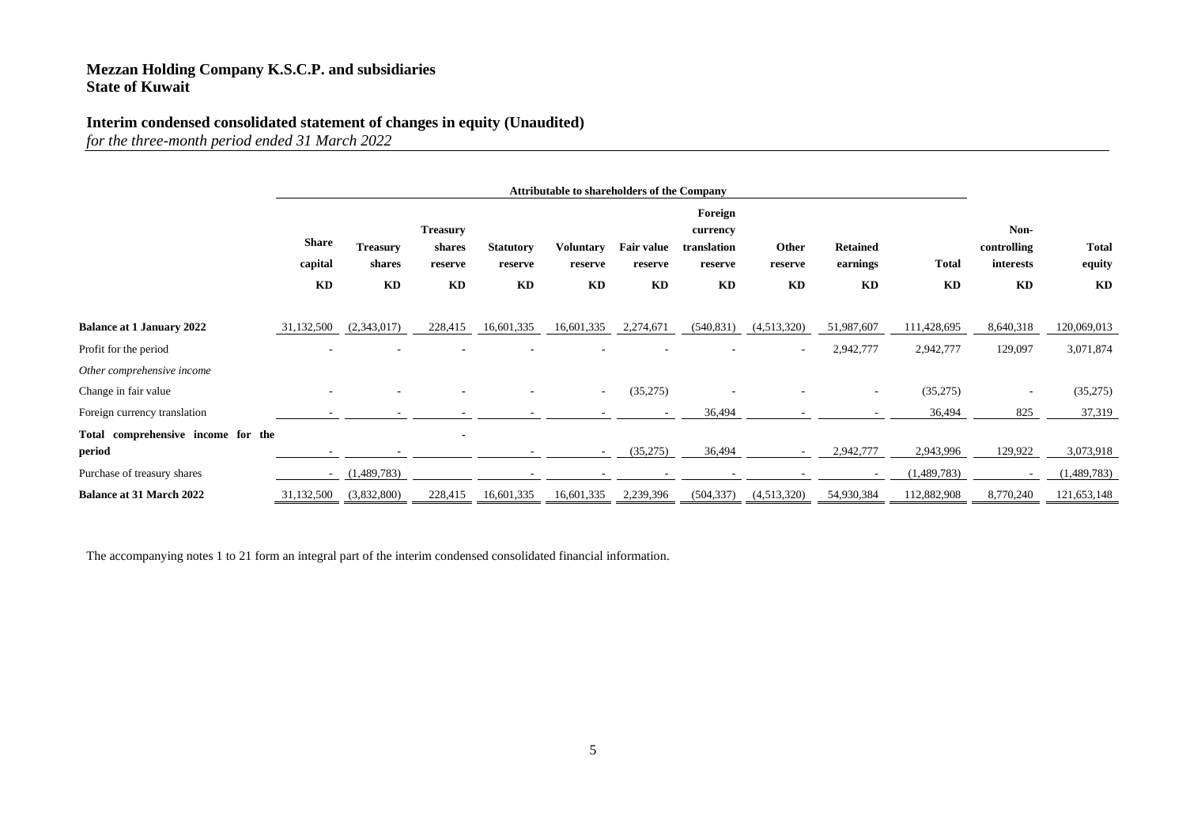**Mezzan Holding Company K.S.C.P. and subsidiaries**
**State of Kuwait**

## Interim condensed consolidated statement of changes in equity (Unaudited)

*for the three-month period ended 31 March 2022*

| | Attributable to shareholders of the Company | | | | | | | | | | | |
|---|---|---|---|---|---|---|---|---|---|---|---|---|
| | Share capital | Treasury shares | Treasury shares reserve | Statutory reserve | Voluntary reserve | Fair value reserve | Foreign currency translation reserve | Other reserve | Retained earnings | Total | Non-controlling interests | Total equity |
| | KD | KD | KD | KD | KD | KD | KD | KD | KD | KD | KD | KD |
| **Balance at 1 January 2022** | 31,132,500 | (2,343,017) | 228,415 | 16,601,335 | 16,601,335 | 2,274,671 | (540,831) | (4,513,320) | 51,987,607 | 111,428,695 | 8,640,318 | 120,069,013 |
| Profit for the period | - | - | - | - | - | - | - | - | 2,942,777 | 2,942,777 | 129,097 | 3,071,874 |
| *Other comprehensive income* | | | | | | | | | | | | |
| Change in fair value | - | - | - | - | - | (35,275) | - | - | - | (35,275) | - | (35,275) |
| Foreign currency translation | - | - | - | - | - | - | 36,494 | - | - | 36,494 | 825 | 37,319 |
| **Total comprehensive income for the period** | - | - | - | - | - | (35,275) | 36,494 | - | 2,942,777 | 2,943,996 | 129,922 | 3,073,918 |
| Purchase of treasury shares | - | (1,489,783) | | - | - | - | - | - | - | (1,489,783) | - | (1,489,783) |
| **Balance at 31 March 2022** | 31,132,500 | (3,832,800) | 228,415 | 16,601,335 | 16,601,335 | 2,239,396 | (504,337) | (4,513,320) | 54,930,384 | 112,882,908 | 8,770,240 | 121,653,148 |

The accompanying notes 1 to 21 form an integral part of the interim condensed consolidated financial information.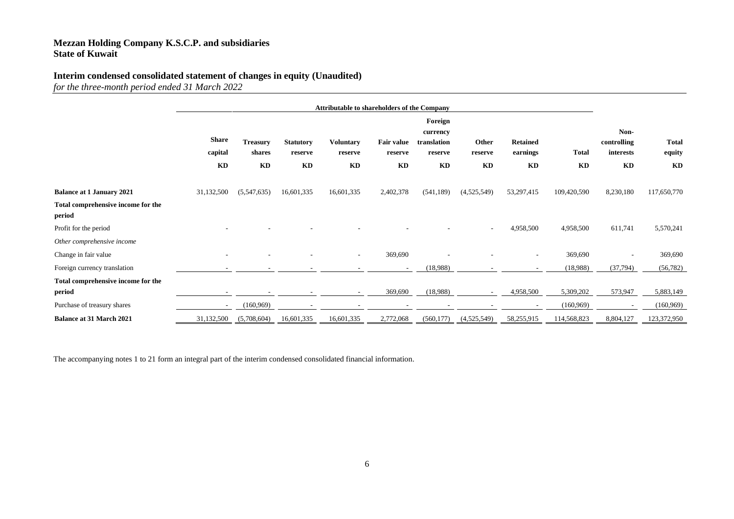## Mezzan Holding Company K.S.C.P. and subsidiaries
## State of Kuwait

### Interim condensed consolidated statement of changes in equity (Unaudited)
*for the three-month period ended 31 March 2022*

| | Attributable to shareholders of the Company | | | | | | | | | | |
|---|---|---|---|---|---|---|---|---|---|---|---|
| | Share capital | Treasury shares | Statutory reserve | Voluntary reserve | Fair value reserve | Foreign currency translation reserve | Other reserve | Retained earnings | Total | Non-controlling interests | Total equity |
| | KD | KD | KD | KD | KD | KD | KD | KD | KD | KD | KD |
| **Balance at 1 January 2021** | 31,132,500 | (5,547,635) | 16,601,335 | 16,601,335 | 2,402,378 | (541,189) | (4,525,549) | 53,297,415 | 109,420,590 | 8,230,180 | 117,650,770 |
| **Total comprehensive income for the period** | | | | | | | | | | | |
| Profit for the period | - | - | - | - | - | - | - | 4,958,500 | 4,958,500 | 611,741 | 5,570,241 |
| *Other comprehensive income* | | | | | | | | | | | |
| Change in fair value | - | - | - | - | 369,690 | - | - | - | 369,690 | - | 369,690 |
| Foreign currency translation | - | - | - | - | - | (18,988) | - | - | (18,988) | (37,794) | (56,782) |
| **Total comprehensive income for the period** | - | - | - | - | 369,690 | (18,988) | - | 4,958,500 | 5,309,202 | 573,947 | 5,883,149 |
| Purchase of treasury shares | - | (160,969) | - | - | - | - | - | - | (160,969) | - | (160,969) |
| **Balance at 31 March 2021** | 31,132,500 | (5,708,604) | 16,601,335 | 16,601,335 | 2,772,068 | (560,177) | (4,525,549) | 58,255,915 | 114,568,823 | 8,804,127 | 123,372,950 |

The accompanying notes 1 to 21 form an integral part of the interim condensed consolidated financial information.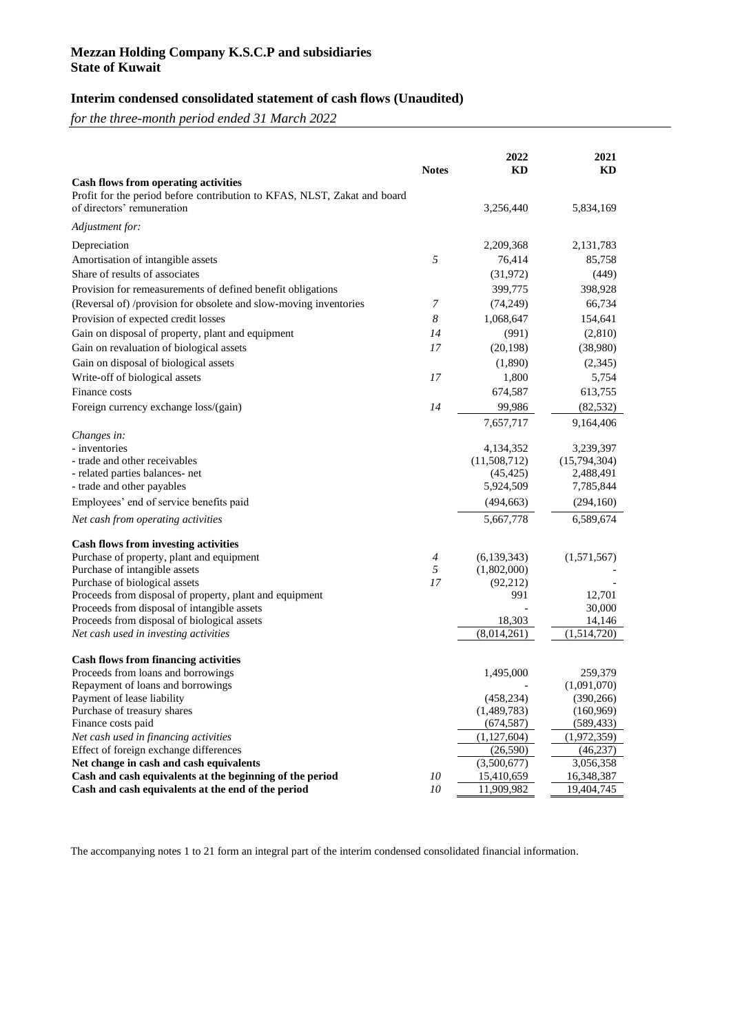**Mezzan Holding Company K.S.C.P and subsidiaries**
**State of Kuwait**

## Interim condensed consolidated statement of cash flows (Unaudited)

*for the three-month period ended 31 March 2022*

| | Notes | 2022 KD | 2021 KD |
|---|---|---|---|
| **Cash flows from operating activities** | | | |
| Profit for the period before contribution to KFAS, NLST, Zakat and board of directors' remuneration | | 3,256,440 | 5,834,169 |
| *Adjustment for:* | | | |
| Depreciation | | 2,209,368 | 2,131,783 |
| Amortisation of intangible assets | 5 | 76,414 | 85,758 |
| Share of results of associates | | (31,972) | (449) |
| Provision for remeasurements of defined benefit obligations | | 399,775 | 398,928 |
| (Reversal of) /provision for obsolete and slow-moving inventories | 7 | (74,249) | 66,734 |
| Provision of expected credit losses | 8 | 1,068,647 | 154,641 |
| Gain on disposal of property, plant and equipment | 14 | (991) | (2,810) |
| Gain on revaluation of biological assets | 17 | (20,198) | (38,980) |
| Gain on disposal of biological assets | | (1,890) | (2,345) |
| Write-off of biological assets | 17 | 1,800 | 5,754 |
| Finance costs | | 674,587 | 613,755 |
| Foreign currency exchange loss/(gain) | 14 | 99,986 | (82,532) |
| | | 7,657,717 | 9,164,406 |
| *Changes in:* | | | |
| - inventories | | 4,134,352 | 3,239,397 |
| - trade and other receivables | | (11,508,712) | (15,794,304) |
| - related parties balances- net | | (45,425) | 2,488,491 |
| - trade and other payables | | 5,924,509 | 7,785,844 |
| Employees' end of service benefits paid | | (494,663) | (294,160) |
| *Net cash from operating activities* | | 5,667,778 | 6,589,674 |
| **Cash flows from investing activities** | | | |
| Purchase of property, plant and equipment | 4 | (6,139,343) | (1,571,567) |
| Purchase of intangible assets | 5 | (1,802,000) | - |
| Purchase of biological assets | 17 | (92,212) | - |
| Proceeds from disposal of property, plant and equipment | | 991 | 12,701 |
| Proceeds from disposal of intangible assets | | - | 30,000 |
| Proceeds from disposal of biological assets | | 18,303 | 14,146 |
| *Net cash used in investing activities* | | (8,014,261) | (1,514,720) |
| **Cash flows from financing activities** | | | |
| Proceeds from loans and borrowings | | 1,495,000 | 259,379 |
| Repayment of loans and borrowings | | - | (1,091,070) |
| Payment of lease liability | | (458,234) | (390,266) |
| Purchase of treasury shares | | (1,489,783) | (160,969) |
| Finance costs paid | | (674,587) | (589,433) |
| *Net cash used in financing activities* | | (1,127,604) | (1,972,359) |
| Effect of foreign exchange differences | | (26,590) | (46,237) |
| **Net change in cash and cash equivalents** | | (3,500,677) | 3,056,358 |
| **Cash and cash equivalents at the beginning of the period** | 10 | 15,410,659 | 16,348,387 |
| **Cash and cash equivalents at the end of the period** | 10 | 11,909,982 | 19,404,745 |

The accompanying notes 1 to 21 form an integral part of the interim condensed consolidated financial information.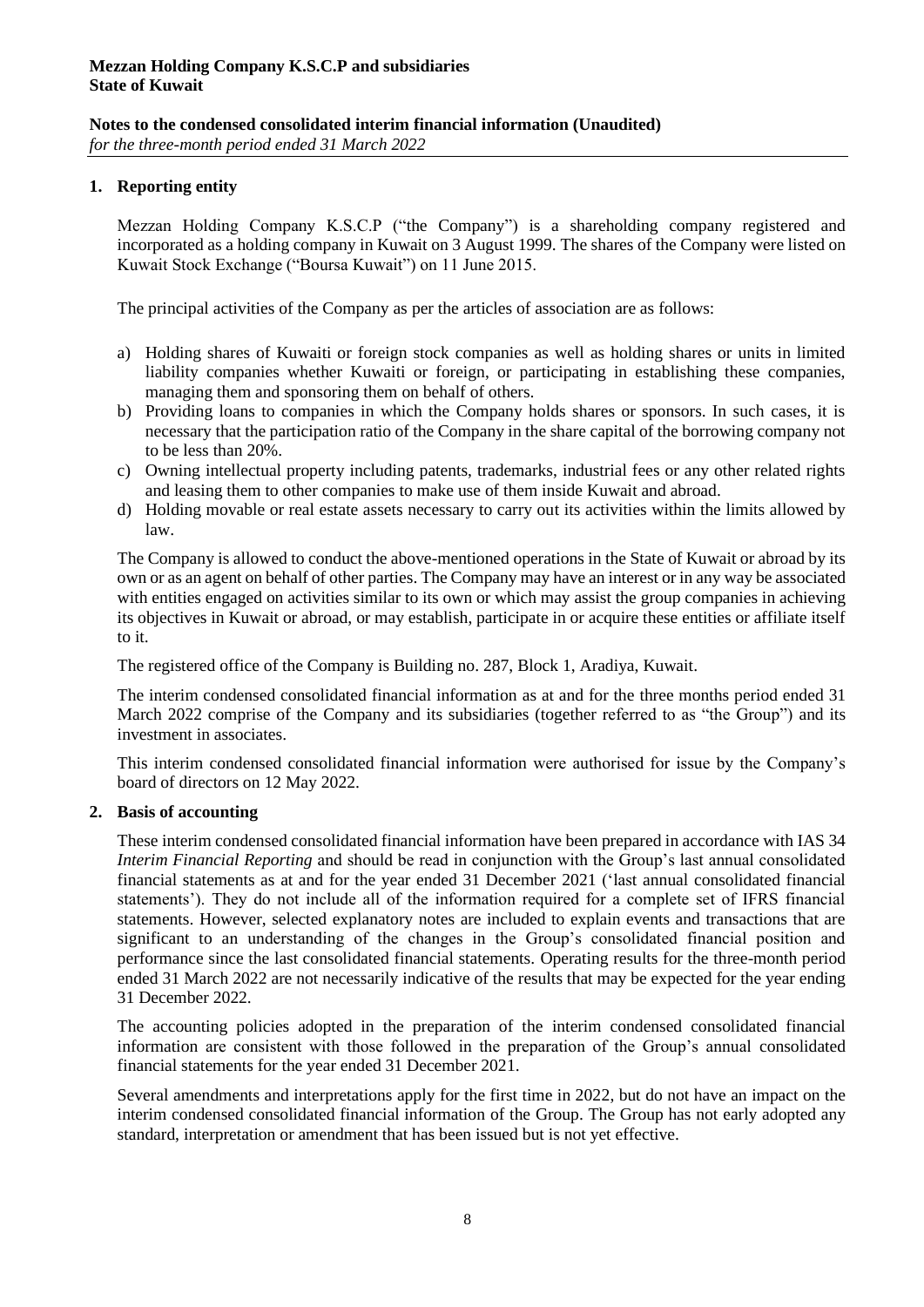**Mezzan Holding Company K.S.C.P and subsidiaries**
**State of Kuwait**

**Notes to the condensed consolidated interim financial information (Unaudited)**
*for the three-month period ended 31 March 2022*

## 1. Reporting entity

Mezzan Holding Company K.S.C.P ("the Company") is a shareholding company registered and incorporated as a holding company in Kuwait on 3 August 1999. The shares of the Company were listed on Kuwait Stock Exchange ("Boursa Kuwait") on 11 June 2015.

The principal activities of the Company as per the articles of association are as follows:

a) Holding shares of Kuwaiti or foreign stock companies as well as holding shares or units in limited liability companies whether Kuwaiti or foreign, or participating in establishing these companies, managing them and sponsoring them on behalf of others.
b) Providing loans to companies in which the Company holds shares or sponsors. In such cases, it is necessary that the participation ratio of the Company in the share capital of the borrowing company not to be less than 20%.
c) Owning intellectual property including patents, trademarks, industrial fees or any other related rights and leasing them to other companies to make use of them inside Kuwait and abroad.
d) Holding movable or real estate assets necessary to carry out its activities within the limits allowed by law.

The Company is allowed to conduct the above-mentioned operations in the State of Kuwait or abroad by its own or as an agent on behalf of other parties. The Company may have an interest or in any way be associated with entities engaged on activities similar to its own or which may assist the group companies in achieving its objectives in Kuwait or abroad, or may establish, participate in or acquire these entities or affiliate itself to it.

The registered office of the Company is Building no. 287, Block 1, Aradiya, Kuwait.

The interim condensed consolidated financial information as at and for the three months period ended 31 March 2022 comprise of the Company and its subsidiaries (together referred to as "the Group") and its investment in associates.

This interim condensed consolidated financial information were authorised for issue by the Company's board of directors on 12 May 2022.

## 2. Basis of accounting

These interim condensed consolidated financial information have been prepared in accordance with IAS 34 *Interim Financial Reporting* and should be read in conjunction with the Group's last annual consolidated financial statements as at and for the year ended 31 December 2021 ('last annual consolidated financial statements'). They do not include all of the information required for a complete set of IFRS financial statements. However, selected explanatory notes are included to explain events and transactions that are significant to an understanding of the changes in the Group's consolidated financial position and performance since the last consolidated financial statements. Operating results for the three-month period ended 31 March 2022 are not necessarily indicative of the results that may be expected for the year ending 31 December 2022.

The accounting policies adopted in the preparation of the interim condensed consolidated financial information are consistent with those followed in the preparation of the Group's annual consolidated financial statements for the year ended 31 December 2021.

Several amendments and interpretations apply for the first time in 2022, but do not have an impact on the interim condensed consolidated financial information of the Group. The Group has not early adopted any standard, interpretation or amendment that has been issued but is not yet effective.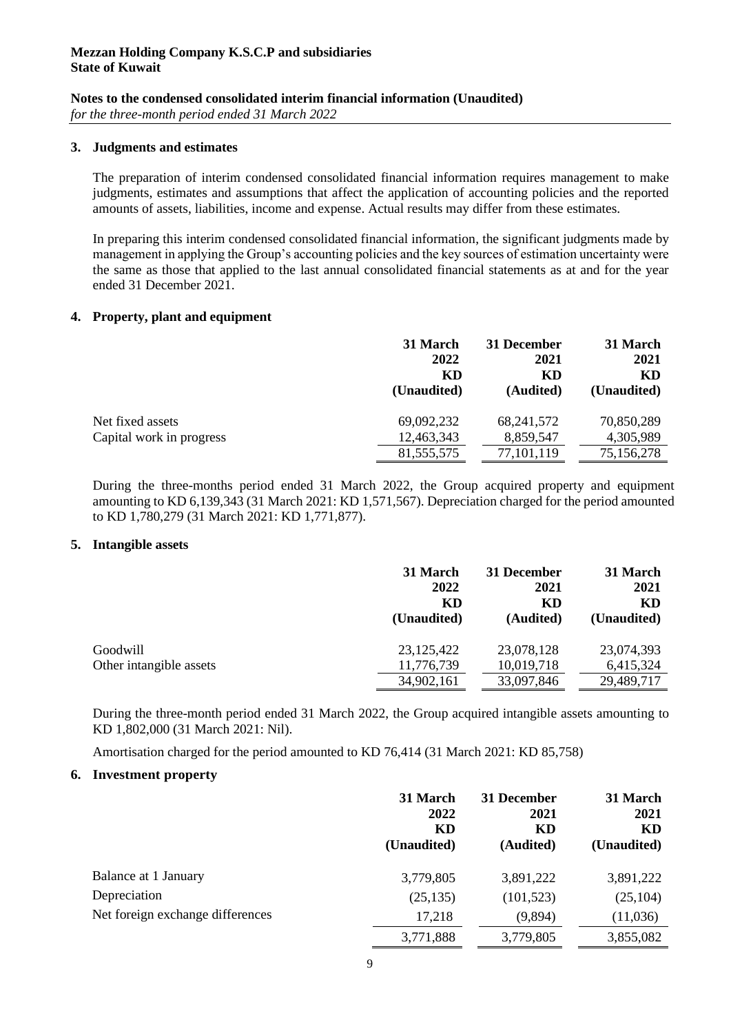**Mezzan Holding Company K.S.C.P and subsidiaries**
**State of Kuwait**

**Notes to the condensed consolidated interim financial information (Unaudited)**
*for the three-month period ended 31 March 2022*

### 3. Judgments and estimates

The preparation of interim condensed consolidated financial information requires management to make judgments, estimates and assumptions that affect the application of accounting policies and the reported amounts of assets, liabilities, income and expense. Actual results may differ from these estimates.

In preparing this interim condensed consolidated financial information, the significant judgments made by management in applying the Group's accounting policies and the key sources of estimation uncertainty were the same as those that applied to the last annual consolidated financial statements as at and for the year ended 31 December 2021.

### 4. Property, plant and equipment

| | 31 March 2022 KD (Unaudited) | 31 December 2021 KD (Audited) | 31 March 2021 KD (Unaudited) |
|---|---|---|---|
| Net fixed assets | 69,092,232 | 68,241,572 | 70,850,289 |
| Capital work in progress | 12,463,343 | 8,859,547 | 4,305,989 |
| | 81,555,575 | 77,101,119 | 75,156,278 |

During the three-months period ended 31 March 2022, the Group acquired property and equipment amounting to KD 6,139,343 (31 March 2021: KD 1,571,567). Depreciation charged for the period amounted to KD 1,780,279 (31 March 2021: KD 1,771,877).

### 5. Intangible assets

| | 31 March 2022 KD (Unaudited) | 31 December 2021 KD (Audited) | 31 March 2021 KD (Unaudited) |
|---|---|---|---|
| Goodwill | 23,125,422 | 23,078,128 | 23,074,393 |
| Other intangible assets | 11,776,739 | 10,019,718 | 6,415,324 |
| | 34,902,161 | 33,097,846 | 29,489,717 |

During the three-month period ended 31 March 2022, the Group acquired intangible assets amounting to KD 1,802,000 (31 March 2021: Nil).

Amortisation charged for the period amounted to KD 76,414 (31 March 2021: KD 85,758)

### 6. Investment property

| | 31 March 2022 KD (Unaudited) | 31 December 2021 KD (Audited) | 31 March 2021 KD (Unaudited) |
|---|---|---|---|
| Balance at 1 January | 3,779,805 | 3,891,222 | 3,891,222 |
| Depreciation | (25,135) | (101,523) | (25,104) |
| Net foreign exchange differences | 17,218 | (9,894) | (11,036) |
| | 3,771,888 | 3,779,805 | 3,855,082 |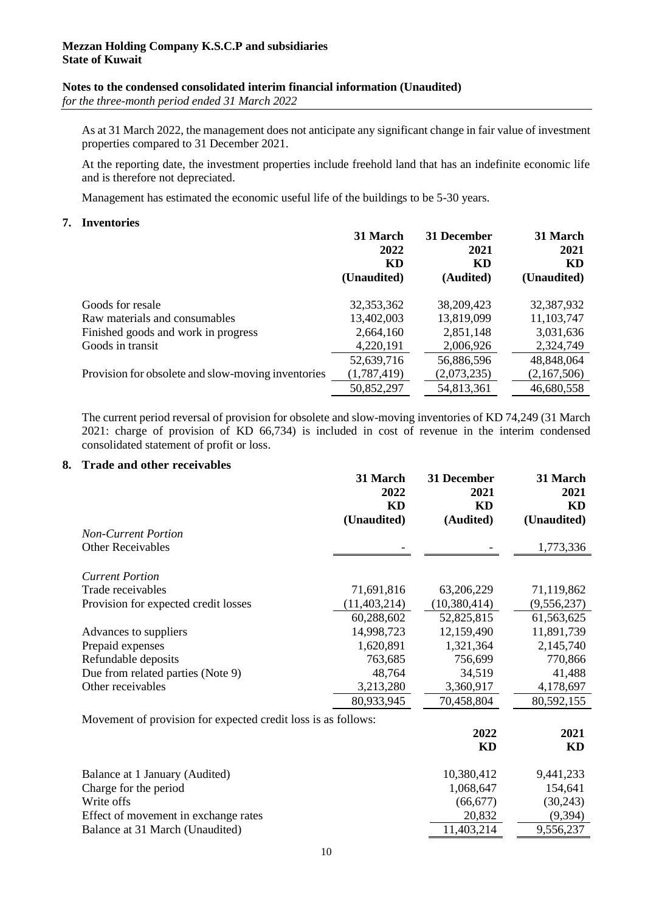As at 31 March 2022, the management does not anticipate any significant change in fair value of investment properties compared to 31 December 2021.

At the reporting date, the investment properties include freehold land that has an indefinite economic life and is therefore not depreciated.

Management has estimated the economic useful life of the buildings to be 5-30 years.

## 7. Inventories

| | 31 March 2022 KD (Unaudited) | 31 December 2021 KD (Audited) | 31 March 2021 KD (Unaudited) |
|---|---|---|---|
| Goods for resale | 32,353,362 | 38,209,423 | 32,387,932 |
| Raw materials and consumables | 13,402,003 | 13,819,099 | 11,103,747 |
| Finished goods and work in progress | 2,664,160 | 2,851,148 | 3,031,636 |
| Goods in transit | 4,220,191 | 2,006,926 | 2,324,749 |
| | 52,639,716 | 56,886,596 | 48,848,064 |
| Provision for obsolete and slow-moving inventories | (1,787,419) | (2,073,235) | (2,167,506) |
| | 50,852,297 | 54,813,361 | 46,680,558 |

The current period reversal of provision for obsolete and slow-moving inventories of KD 74,249 (31 March 2021: charge of provision of KD 66,734) is included in cost of revenue in the interim condensed consolidated statement of profit or loss.

## 8. Trade and other receivables

| | 31 March 2022 KD (Unaudited) | 31 December 2021 KD (Audited) | 31 March 2021 KD (Unaudited) |
|---|---|---|---|
| *Non-Current Portion* | | | |
| Other Receivables | - | - | 1,773,336 |
| *Current Portion* | | | |
| Trade receivables | 71,691,816 | 63,206,229 | 71,119,862 |
| Provision for expected credit losses | (11,403,214) | (10,380,414) | (9,556,237) |
| | 60,288,602 | 52,825,815 | 61,563,625 |
| Advances to suppliers | 14,998,723 | 12,159,490 | 11,891,739 |
| Prepaid expenses | 1,620,891 | 1,321,364 | 2,145,740 |
| Refundable deposits | 763,685 | 756,699 | 770,866 |
| Due from related parties (Note 9) | 48,764 | 34,519 | 41,488 |
| Other receivables | 3,213,280 | 3,360,917 | 4,178,697 |
| | 80,933,945 | 70,458,804 | 80,592,155 |

Movement of provision for expected credit loss is as follows:

| | 2022 KD | 2021 KD |
|---|---|---|
| Balance at 1 January (Audited) | 10,380,412 | 9,441,233 |
| Charge for the period | 1,068,647 | 154,641 |
| Write offs | (66,677) | (30,243) |
| Effect of movement in exchange rates | 20,832 | (9,394) |
| Balance at 31 March (Unaudited) | 11,403,214 | 9,556,237 |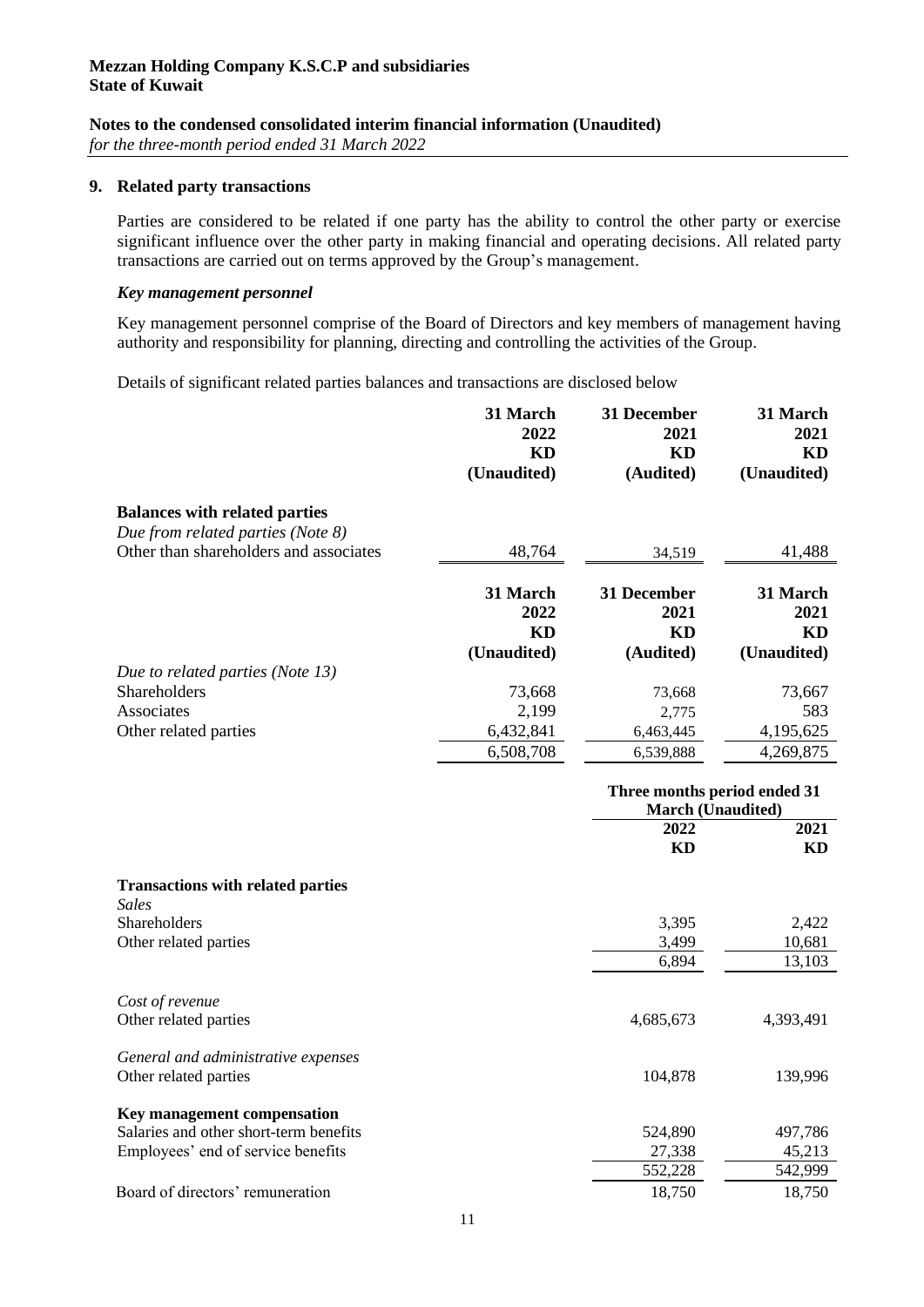**Mezzan Holding Company K.S.C.P and subsidiaries**
**State of Kuwait**

**Notes to the condensed consolidated interim financial information (Unaudited)**
*for the three-month period ended 31 March 2022*

## 9. Related party transactions

Parties are considered to be related if one party has the ability to control the other party or exercise significant influence over the other party in making financial and operating decisions. All related party transactions are carried out on terms approved by the Group's management.

### *Key management personnel*

Key management personnel comprise of the Board of Directors and key members of management having authority and responsibility for planning, directing and controlling the activities of the Group.

Details of significant related parties balances and transactions are disclosed below

| | 31 March 2022 KD (Unaudited) | 31 December 2021 KD (Audited) | 31 March 2021 KD (Unaudited) |
|---|---|---|---|
| **Balances with related parties** | | | |
| *Due from related parties (Note 8)* | | | |
| Other than shareholders and associates | 48,764 | 34,519 | 41,488 |

| | 31 March 2022 KD (Unaudited) | 31 December 2021 KD (Audited) | 31 March 2021 KD (Unaudited) |
|---|---|---|---|
| *Due to related parties (Note 13)* | | | |
| Shareholders | 73,668 | 73,668 | 73,667 |
| Associates | 2,199 | 2,775 | 583 |
| Other related parties | 6,432,841 | 6,463,445 | 4,195,625 |
| | 6,508,708 | 6,539,888 | 4,269,875 |

| | Three months period ended 31 March (Unaudited) | |
|---|---|---|
| | 2022 KD | 2021 KD |
| **Transactions with related parties** | | |
| *Sales* | | |
| Shareholders | 3,395 | 2,422 |
| Other related parties | 3,499 | 10,681 |
| | 6,894 | 13,103 |
| *Cost of revenue* | | |
| Other related parties | 4,685,673 | 4,393,491 |
| *General and administrative expenses* | | |
| Other related parties | 104,878 | 139,996 |
| **Key management compensation** | | |
| Salaries and other short-term benefits | 524,890 | 497,786 |
| Employees' end of service benefits | 27,338 | 45,213 |
| | 552,228 | 542,999 |
| Board of directors' remuneration | 18,750 | 18,750 |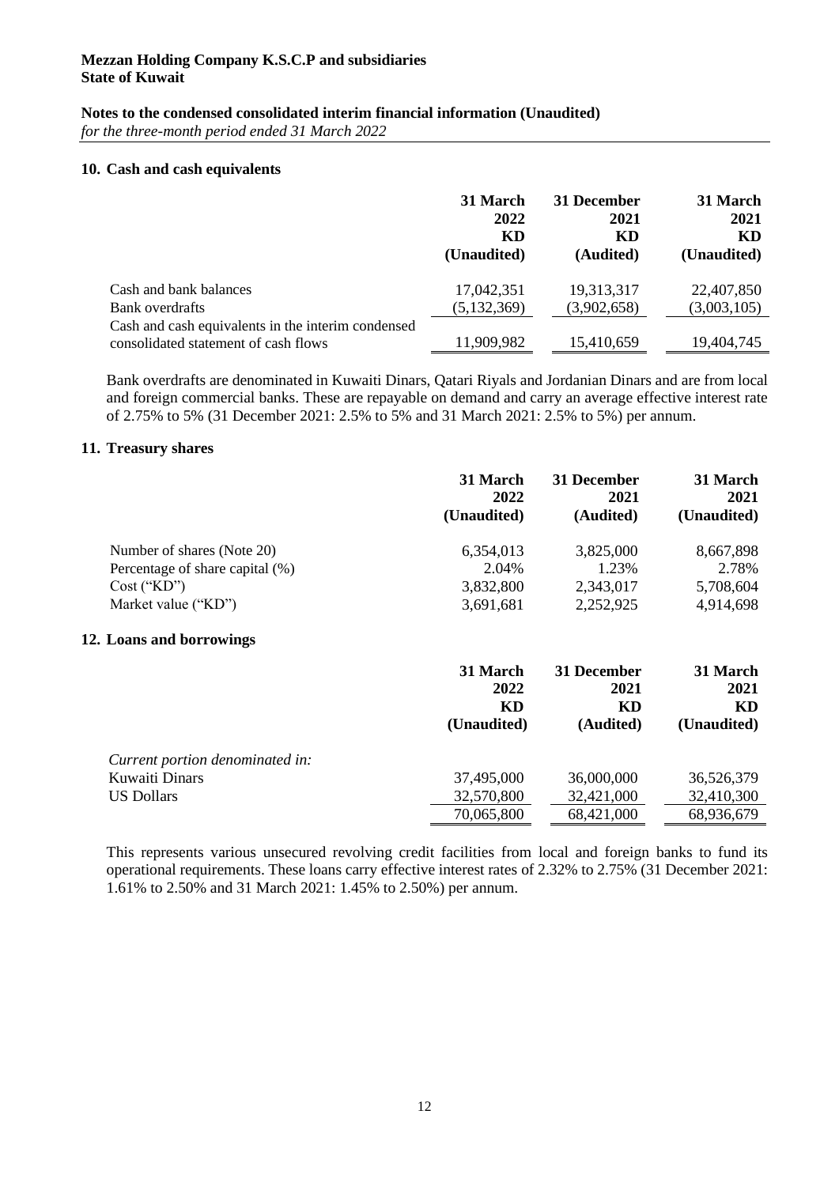## 10. Cash and cash equivalents

| | 31 March 2022 KD (Unaudited) | 31 December 2021 KD (Audited) | 31 March 2021 KD (Unaudited) |
|---|---|---|---|
| Cash and bank balances | 17,042,351 | 19,313,317 | 22,407,850 |
| Bank overdrafts | (5,132,369) | (3,902,658) | (3,003,105) |
| Cash and cash equivalents in the interim condensed consolidated statement of cash flows | 11,909,982 | 15,410,659 | 19,404,745 |

Bank overdrafts are denominated in Kuwaiti Dinars, Qatari Riyals and Jordanian Dinars and are from local and foreign commercial banks. These are repayable on demand and carry an average effective interest rate of 2.75% to 5% (31 December 2021: 2.5% to 5% and 31 March 2021: 2.5% to 5%) per annum.

## 11. Treasury shares

| | 31 March 2022 (Unaudited) | 31 December 2021 (Audited) | 31 March 2021 (Unaudited) |
|---|---|---|---|
| Number of shares (Note 20) | 6,354,013 | 3,825,000 | 8,667,898 |
| Percentage of share capital (%) | 2.04% | 1.23% | 2.78% |
| Cost ("KD") | 3,832,800 | 2,343,017 | 5,708,604 |
| Market value ("KD") | 3,691,681 | 2,252,925 | 4,914,698 |

## 12. Loans and borrowings

| | 31 March 2022 KD (Unaudited) | 31 December 2021 KD (Audited) | 31 March 2021 KD (Unaudited) |
|---|---|---|---|
| *Current portion denominated in:* | | | |
| Kuwaiti Dinars | 37,495,000 | 36,000,000 | 36,526,379 |
| US Dollars | 32,570,800 | 32,421,000 | 32,410,300 |
| | 70,065,800 | 68,421,000 | 68,936,679 |

This represents various unsecured revolving credit facilities from local and foreign banks to fund its operational requirements. These loans carry effective interest rates of 2.32% to 2.75% (31 December 2021: 1.61% to 2.50% and 31 March 2021: 1.45% to 2.50%) per annum.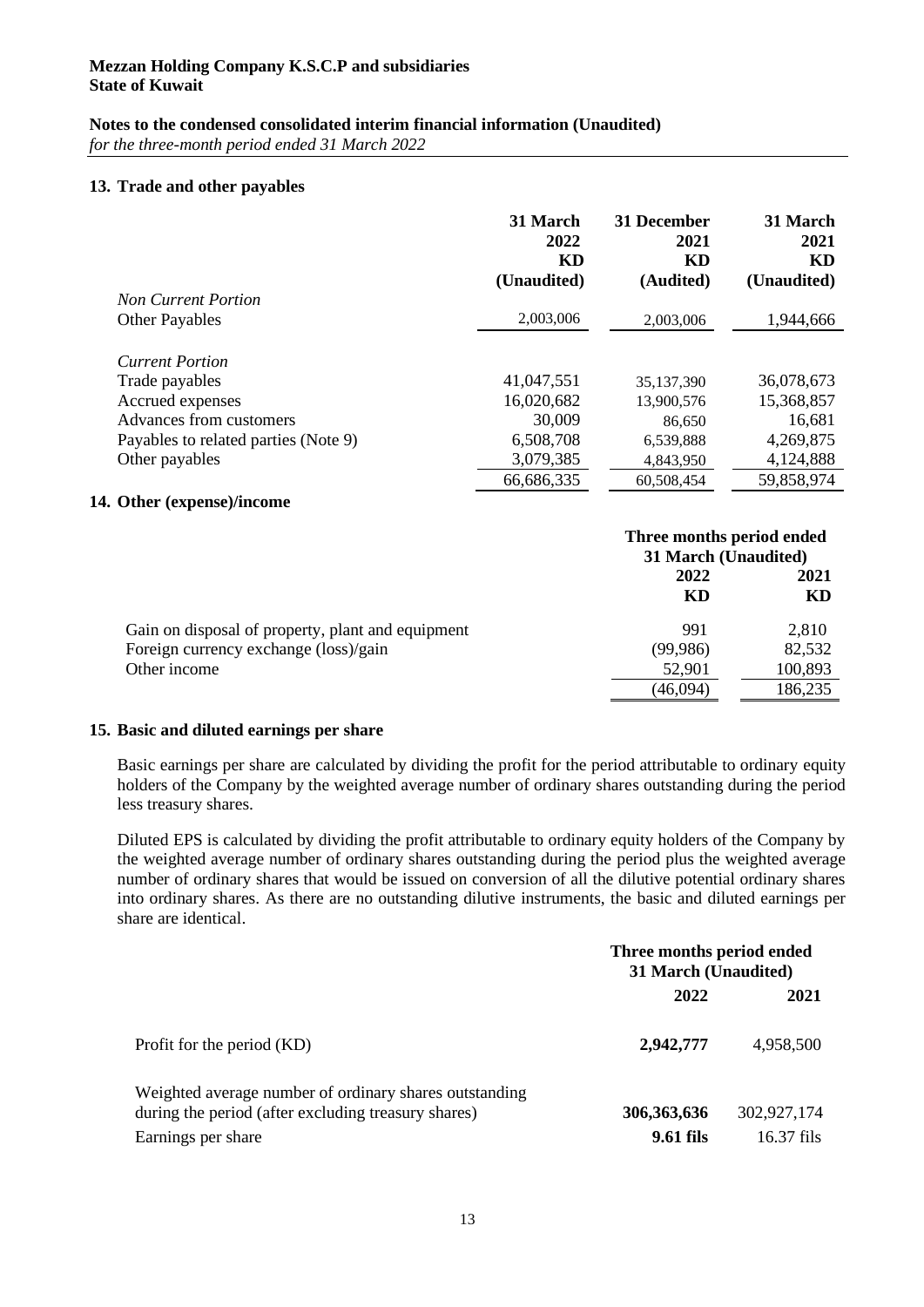## 13. Trade and other payables

| | 31 March 2022 KD (Unaudited) | 31 December 2021 KD (Audited) | 31 March 2021 KD (Unaudited) |
|---|---|---|---|
| *Non Current Portion* | | | |
| Other Payables | 2,003,006 | 2,003,006 | 1,944,666 |
| *Current Portion* | | | |
| Trade payables | 41,047,551 | 35,137,390 | 36,078,673 |
| Accrued expenses | 16,020,682 | 13,900,576 | 15,368,857 |
| Advances from customers | 30,009 | 86,650 | 16,681 |
| Payables to related parties (Note 9) | 6,508,708 | 6,539,888 | 4,269,875 |
| Other payables | 3,079,385 | 4,843,950 | 4,124,888 |
| | 66,686,335 | 60,508,454 | 59,858,974 |

## 14. Other (expense)/income

| | Three months period ended 31 March (Unaudited) | |
|---|---|---|
| | 2022 KD | 2021 KD |
| Gain on disposal of property, plant and equipment | 991 | 2,810 |
| Foreign currency exchange (loss)/gain | (99,986) | 82,532 |
| Other income | 52,901 | 100,893 |
| | (46,094) | 186,235 |

## 15. Basic and diluted earnings per share

Basic earnings per share are calculated by dividing the profit for the period attributable to ordinary equity holders of the Company by the weighted average number of ordinary shares outstanding during the period less treasury shares.

Diluted EPS is calculated by dividing the profit attributable to ordinary equity holders of the Company by the weighted average number of ordinary shares outstanding during the period plus the weighted average number of ordinary shares that would be issued on conversion of all the dilutive potential ordinary shares into ordinary shares. As there are no outstanding dilutive instruments, the basic and diluted earnings per share are identical.

| | Three months period ended 31 March (Unaudited) | |
|---|---|---|
| | 2022 | 2021 |
| Profit for the period (KD) | **2,942,777** | 4,958,500 |
| Weighted average number of ordinary shares outstanding during the period (after excluding treasury shares) | **306,363,636** | 302,927,174 |
| Earnings per share | **9.61 fils** | 16.37 fils |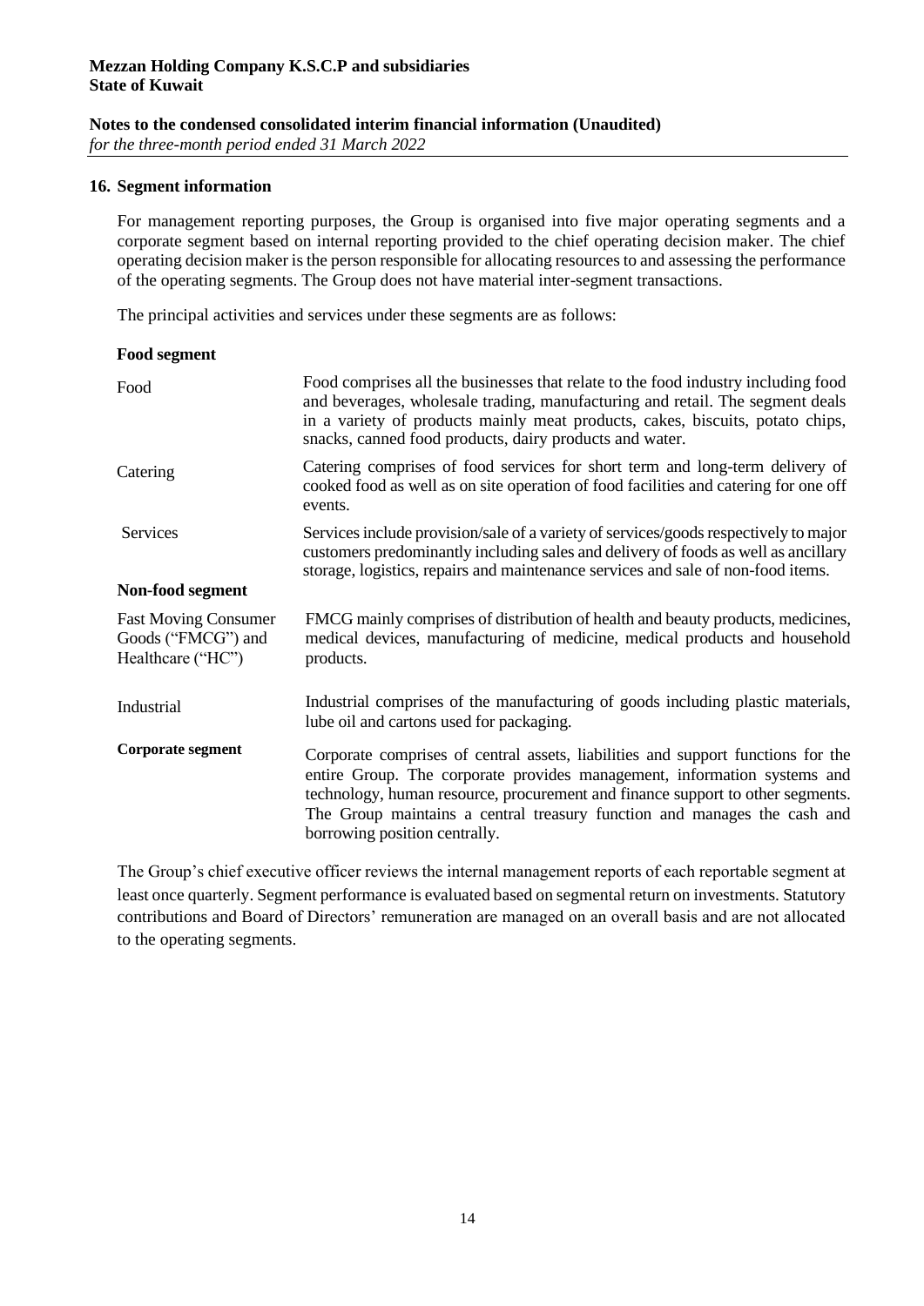**Mezzan Holding Company K.S.C.P and subsidiaries**
**State of Kuwait**

**Notes to the condensed consolidated interim financial information (Unaudited)**
*for the three-month period ended 31 March 2022*

## 16. Segment information

For management reporting purposes, the Group is organised into five major operating segments and a corporate segment based on internal reporting provided to the chief operating decision maker. The chief operating decision maker is the person responsible for allocating resources to and assessing the performance of the operating segments. The Group does not have material inter-segment transactions.

The principal activities and services under these segments are as follows:

**Food segment**

| | |
|---|---|
| Food | Food comprises all the businesses that relate to the food industry including food and beverages, wholesale trading, manufacturing and retail. The segment deals in a variety of products mainly meat products, cakes, biscuits, potato chips, snacks, canned food products, dairy products and water. |
| Catering | Catering comprises of food services for short term and long-term delivery of cooked food as well as on site operation of food facilities and catering for one off events. |
| Services | Services include provision/sale of a variety of services/goods respectively to major customers predominantly including sales and delivery of foods as well as ancillary storage, logistics, repairs and maintenance services and sale of non-food items. |

**Non-food segment**

| | |
|---|---|
| Fast Moving Consumer Goods ("FMCG") and Healthcare ("HC") | FMCG mainly comprises of distribution of health and beauty products, medicines, medical devices, manufacturing of medicine, medical products and household products. |
| Industrial | Industrial comprises of the manufacturing of goods including plastic materials, lube oil and cartons used for packaging. |
| **Corporate segment** | Corporate comprises of central assets, liabilities and support functions for the entire Group. The corporate provides management, information systems and technology, human resource, procurement and finance support to other segments. The Group maintains a central treasury function and manages the cash and borrowing position centrally. |

The Group's chief executive officer reviews the internal management reports of each reportable segment at least once quarterly. Segment performance is evaluated based on segmental return on investments. Statutory contributions and Board of Directors' remuneration are managed on an overall basis and are not allocated to the operating segments.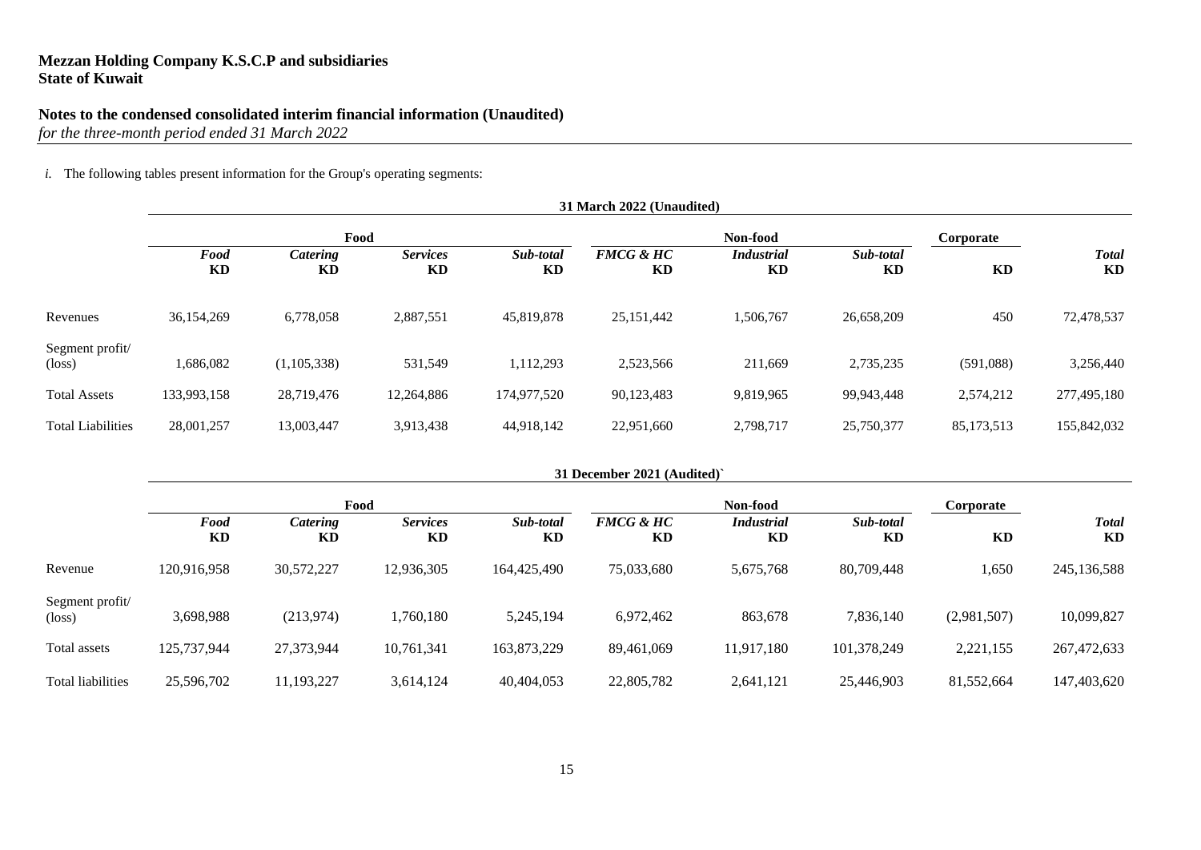**Mezzan Holding Company K.S.C.P and subsidiaries**
**State of Kuwait**

## Notes to the condensed consolidated interim financial information (Unaudited)

*for the three-month period ended 31 March 2022*

*i.* The following tables present information for the Group's operating segments:

| | 31 March 2022 (Unaudited) | | | | | | | | |
|---|---|---|---|---|---|---|---|---|---|
| | Food | | | | Non-food | | | Corporate | |
| | *Food* KD | *Catering* KD | *Services* KD | *Sub-total* KD | *FMCG & HC* KD | *Industrial* KD | *Sub-total* KD | KD | *Total* KD |
| Revenues | 36,154,269 | 6,778,058 | 2,887,551 | 45,819,878 | 25,151,442 | 1,506,767 | 26,658,209 | 450 | 72,478,537 |
| Segment profit/ (loss) | 1,686,082 | (1,105,338) | 531,549 | 1,112,293 | 2,523,566 | 211,669 | 2,735,235 | (591,088) | 3,256,440 |
| Total Assets | 133,993,158 | 28,719,476 | 12,264,886 | 174,977,520 | 90,123,483 | 9,819,965 | 99,943,448 | 2,574,212 | 277,495,180 |
| Total Liabilities | 28,001,257 | 13,003,447 | 3,913,438 | 44,918,142 | 22,951,660 | 2,798,717 | 25,750,377 | 85,173,513 | 155,842,032 |

| | 31 December 2021 (Audited)` | | | | | | | | |
|---|---|---|---|---|---|---|---|---|---|
| | Food | | | | Non-food | | | Corporate | |
| | *Food* KD | *Catering* KD | *Services* KD | *Sub-total* KD | *FMCG & HC* KD | *Industrial* KD | *Sub-total* KD | KD | *Total* KD |
| Revenue | 120,916,958 | 30,572,227 | 12,936,305 | 164,425,490 | 75,033,680 | 5,675,768 | 80,709,448 | 1,650 | 245,136,588 |
| Segment profit/ (loss) | 3,698,988 | (213,974) | 1,760,180 | 5,245,194 | 6,972,462 | 863,678 | 7,836,140 | (2,981,507) | 10,099,827 |
| Total assets | 125,737,944 | 27,373,944 | 10,761,341 | 163,873,229 | 89,461,069 | 11,917,180 | 101,378,249 | 2,221,155 | 267,472,633 |
| Total liabilities | 25,596,702 | 11,193,227 | 3,614,124 | 40,404,053 | 22,805,782 | 2,641,121 | 25,446,903 | 81,552,664 | 147,403,620 |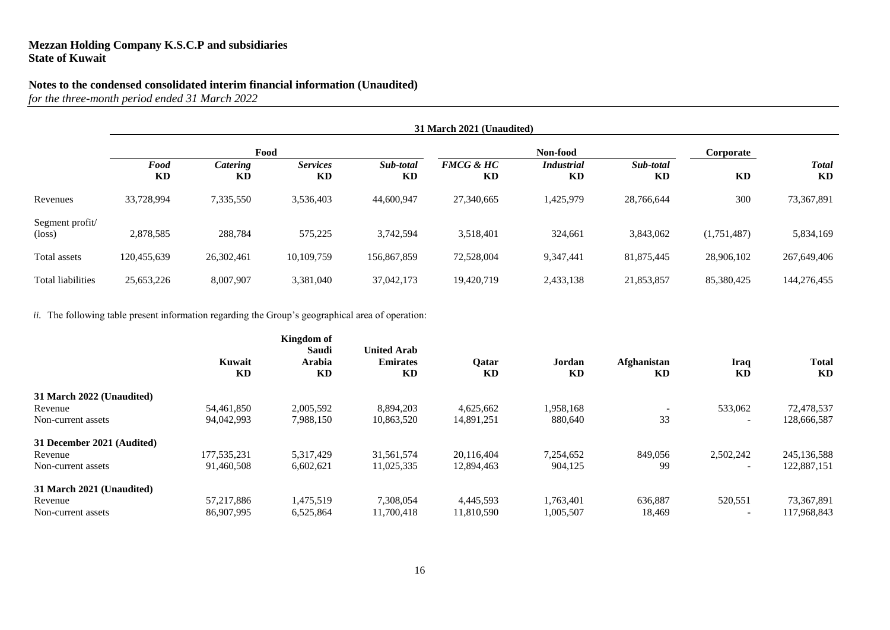**Mezzan Holding Company K.S.C.P and subsidiaries**
**State of Kuwait**

**Notes to the condensed consolidated interim financial information (Unaudited)**
*for the three-month period ended 31 March 2022*

| | 31 March 2021 (Unaudited) | | | | | | | | |
|---|---|---|---|---|---|---|---|---|---|
| | Food | | | | Non-food | | | Corporate | |
| | *Food* KD | *Catering* KD | *Services* KD | *Sub-total* KD | *FMCG & HC* KD | *Industrial* KD | *Sub-total* KD | KD | *Total* KD |
| Revenues | 33,728,994 | 7,335,550 | 3,536,403 | 44,600,947 | 27,340,665 | 1,425,979 | 28,766,644 | 300 | 73,367,891 |
| Segment profit/ (loss) | 2,878,585 | 288,784 | 575,225 | 3,742,594 | 3,518,401 | 324,661 | 3,843,062 | (1,751,487) | 5,834,169 |
| Total assets | 120,455,639 | 26,302,461 | 10,109,759 | 156,867,859 | 72,528,004 | 9,347,441 | 81,875,445 | 28,906,102 | 267,649,406 |
| Total liabilities | 25,653,226 | 8,007,907 | 3,381,040 | 37,042,173 | 19,420,719 | 2,433,138 | 21,853,857 | 85,380,425 | 144,276,455 |

*ii.* The following table present information regarding the Group's geographical area of operation:

| | Kuwait KD | Kingdom of Saudi Arabia KD | United Arab Emirates KD | Qatar KD | Jordan KD | Afghanistan KD | Iraq KD | Total KD |
|---|---|---|---|---|---|---|---|---|
| **31 March 2022 (Unaudited)** | | | | | | | | |
| Revenue | 54,461,850 | 2,005,592 | 8,894,203 | 4,625,662 | 1,958,168 | - | 533,062 | 72,478,537 |
| Non-current assets | 94,042,993 | 7,988,150 | 10,863,520 | 14,891,251 | 880,640 | 33 | - | 128,666,587 |
| **31 December 2021 (Audited)** | | | | | | | | |
| Revenue | 177,535,231 | 5,317,429 | 31,561,574 | 20,116,404 | 7,254,652 | 849,056 | 2,502,242 | 245,136,588 |
| Non-current assets | 91,460,508 | 6,602,621 | 11,025,335 | 12,894,463 | 904,125 | 99 | - | 122,887,151 |
| **31 March 2021 (Unaudited)** | | | | | | | | |
| Revenue | 57,217,886 | 1,475,519 | 7,308,054 | 4,445,593 | 1,763,401 | 636,887 | 520,551 | 73,367,891 |
| Non-current assets | 86,907,995 | 6,525,864 | 11,700,418 | 11,810,590 | 1,005,507 | 18,469 | - | 117,968,843 |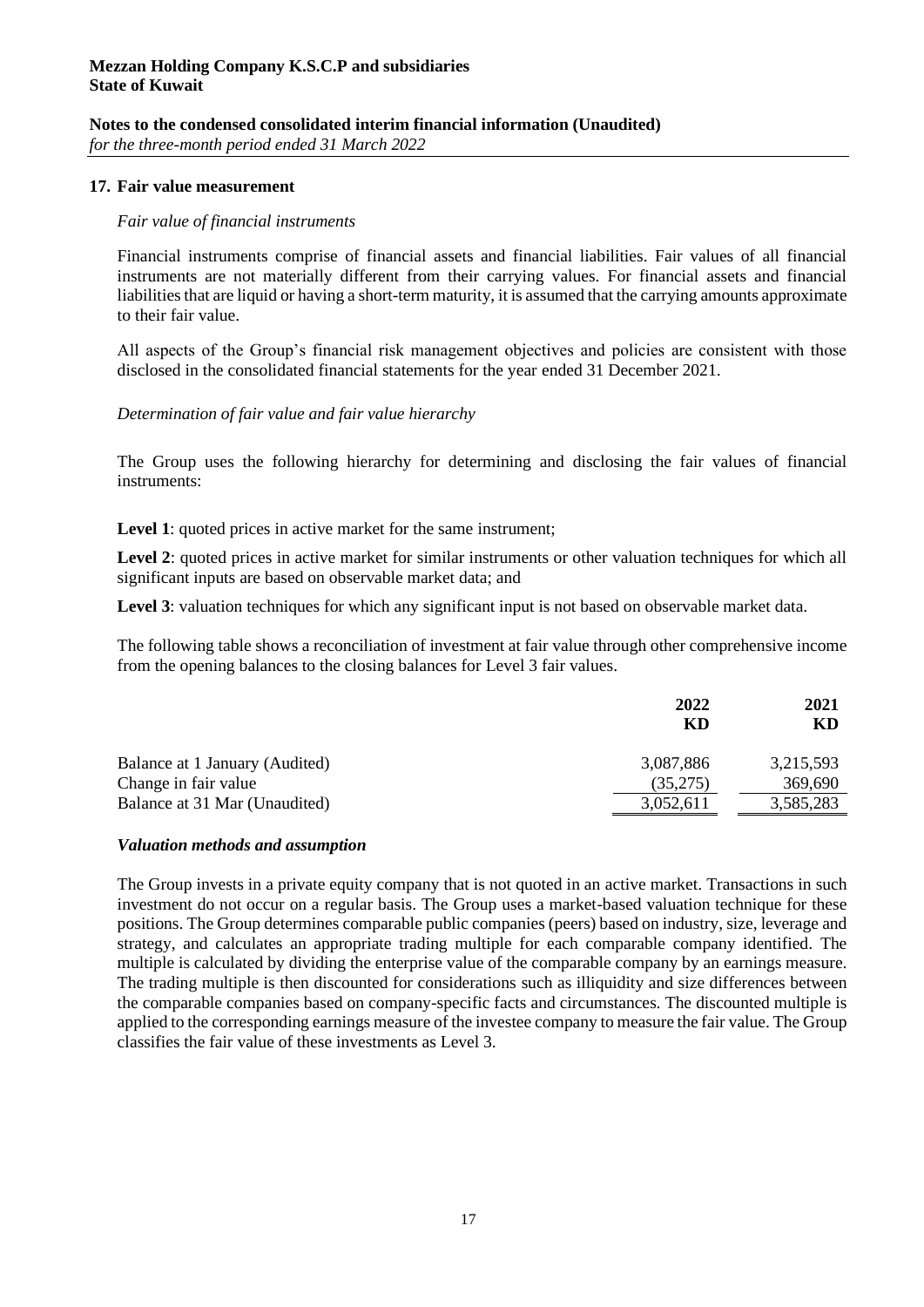## 17. Fair value measurement

*Fair value of financial instruments*

Financial instruments comprise of financial assets and financial liabilities. Fair values of all financial instruments are not materially different from their carrying values. For financial assets and financial liabilities that are liquid or having a short-term maturity, it is assumed that the carrying amounts approximate to their fair value.

All aspects of the Group's financial risk management objectives and policies are consistent with those disclosed in the consolidated financial statements for the year ended 31 December 2021.

*Determination of fair value and fair value hierarchy*

The Group uses the following hierarchy for determining and disclosing the fair values of financial instruments:

**Level 1**: quoted prices in active market for the same instrument;

**Level 2**: quoted prices in active market for similar instruments or other valuation techniques for which all significant inputs are based on observable market data; and

**Level 3**: valuation techniques for which any significant input is not based on observable market data.

The following table shows a reconciliation of investment at fair value through other comprehensive income from the opening balances to the closing balances for Level 3 fair values.

| | 2022<br>KD | 2021<br>KD |
|---|---|---|
| Balance at 1 January (Audited) | 3,087,886 | 3,215,593 |
| Change in fair value | (35,275) | 369,690 |
| Balance at 31 Mar (Unaudited) | 3,052,611 | 3,585,283 |

***Valuation methods and assumption***

The Group invests in a private equity company that is not quoted in an active market. Transactions in such investment do not occur on a regular basis. The Group uses a market-based valuation technique for these positions. The Group determines comparable public companies (peers) based on industry, size, leverage and strategy, and calculates an appropriate trading multiple for each comparable company identified. The multiple is calculated by dividing the enterprise value of the comparable company by an earnings measure. The trading multiple is then discounted for considerations such as illiquidity and size differences between the comparable companies based on company-specific facts and circumstances. The discounted multiple is applied to the corresponding earnings measure of the investee company to measure the fair value. The Group classifies the fair value of these investments as Level 3.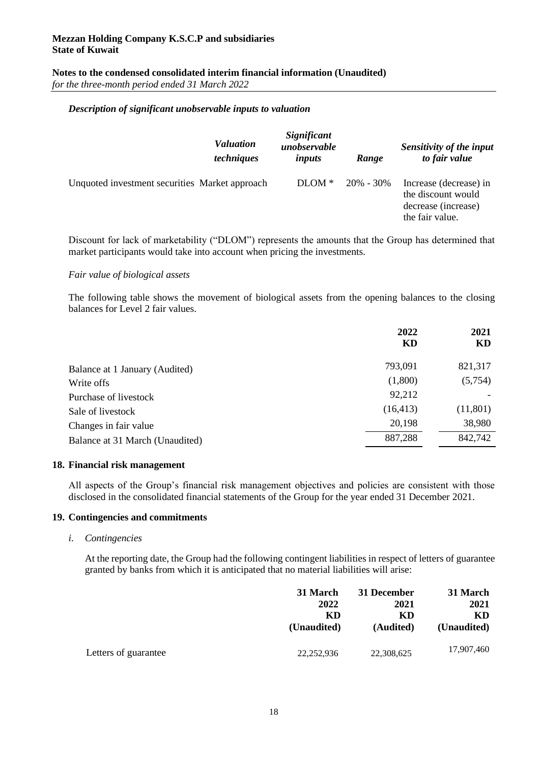*Description of significant unobservable inputs to valuation*

| | *Valuation techniques* | *Significant unobservable inputs* | *Range* | *Sensitivity of the input to fair value* |
|---|---|---|---|---|
| Unquoted investment securities | Market approach | DLOM * | 20% - 30% | Increase (decrease) in the discount would decrease (increase) the fair value. |

Discount for lack of marketability ("DLOM") represents the amounts that the Group has determined that market participants would take into account when pricing the investments.

*Fair value of biological assets*

The following table shows the movement of biological assets from the opening balances to the closing balances for Level 2 fair values.

| | **2022 KD** | **2021 KD** |
|---|---|---|
| Balance at 1 January (Audited) | 793,091 | 821,317 |
| Write offs | (1,800) | (5,754) |
| Purchase of livestock | 92,212 | - |
| Sale of livestock | (16,413) | (11,801) |
| Changes in fair value | 20,198 | 38,980 |
| Balance at 31 March (Unaudited) | 887,288 | 842,742 |

## 18. Financial risk management

All aspects of the Group's financial risk management objectives and policies are consistent with those disclosed in the consolidated financial statements of the Group for the year ended 31 December 2021.

## 19. Contingencies and commitments

*i. Contingencies*

At the reporting date, the Group had the following contingent liabilities in respect of letters of guarantee granted by banks from which it is anticipated that no material liabilities will arise:

| | **31 March 2022 KD (Unaudited)** | **31 December 2021 KD (Audited)** | **31 March 2021 KD (Unaudited)** |
|---|---|---|---|
| Letters of guarantee | 22,252,936 | 22,308,625 | 17,907,460 |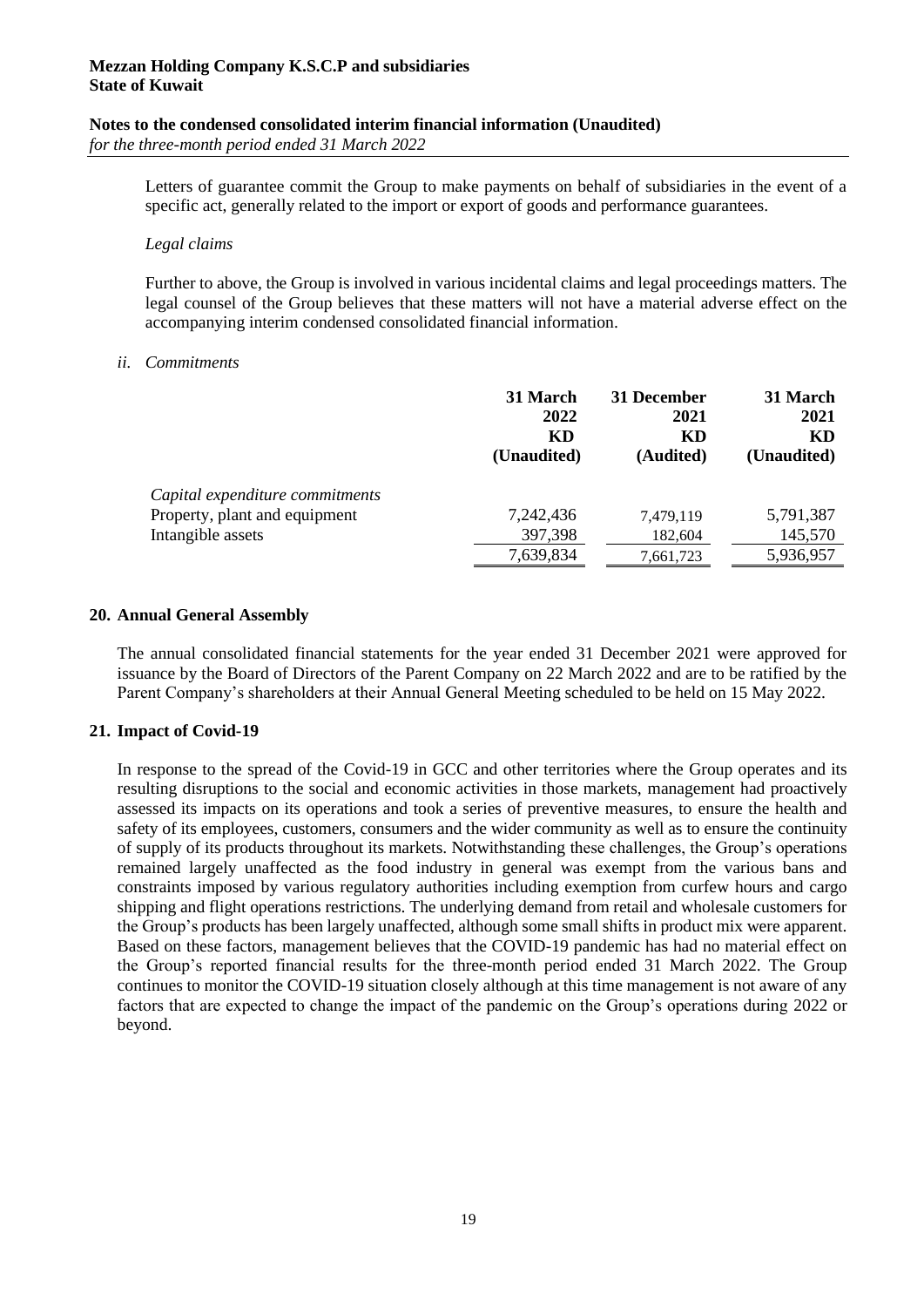Letters of guarantee commit the Group to make payments on behalf of subsidiaries in the event of a specific act, generally related to the import or export of goods and performance guarantees.

*Legal claims*

Further to above, the Group is involved in various incidental claims and legal proceedings matters. The legal counsel of the Group believes that these matters will not have a material adverse effect on the accompanying interim condensed consolidated financial information.

*ii. Commitments*

| | 31 March 2022 KD (Unaudited) | 31 December 2021 KD (Audited) | 31 March 2021 KD (Unaudited) |
|---|---|---|---|
| *Capital expenditure commitments* | | | |
| Property, plant and equipment | 7,242,436 | 7,479,119 | 5,791,387 |
| Intangible assets | 397,398 | 182,604 | 145,570 |
| | 7,639,834 | 7,661,723 | 5,936,957 |

## 20. Annual General Assembly

The annual consolidated financial statements for the year ended 31 December 2021 were approved for issuance by the Board of Directors of the Parent Company on 22 March 2022 and are to be ratified by the Parent Company's shareholders at their Annual General Meeting scheduled to be held on 15 May 2022.

## 21. Impact of Covid-19

In response to the spread of the Covid-19 in GCC and other territories where the Group operates and its resulting disruptions to the social and economic activities in those markets, management had proactively assessed its impacts on its operations and took a series of preventive measures, to ensure the health and safety of its employees, customers, consumers and the wider community as well as to ensure the continuity of supply of its products throughout its markets. Notwithstanding these challenges, the Group's operations remained largely unaffected as the food industry in general was exempt from the various bans and constraints imposed by various regulatory authorities including exemption from curfew hours and cargo shipping and flight operations restrictions. The underlying demand from retail and wholesale customers for the Group's products has been largely unaffected, although some small shifts in product mix were apparent. Based on these factors, management believes that the COVID-19 pandemic has had no material effect on the Group's reported financial results for the three-month period ended 31 March 2022. The Group continues to monitor the COVID-19 situation closely although at this time management is not aware of any factors that are expected to change the impact of the pandemic on the Group's operations during 2022 or beyond.